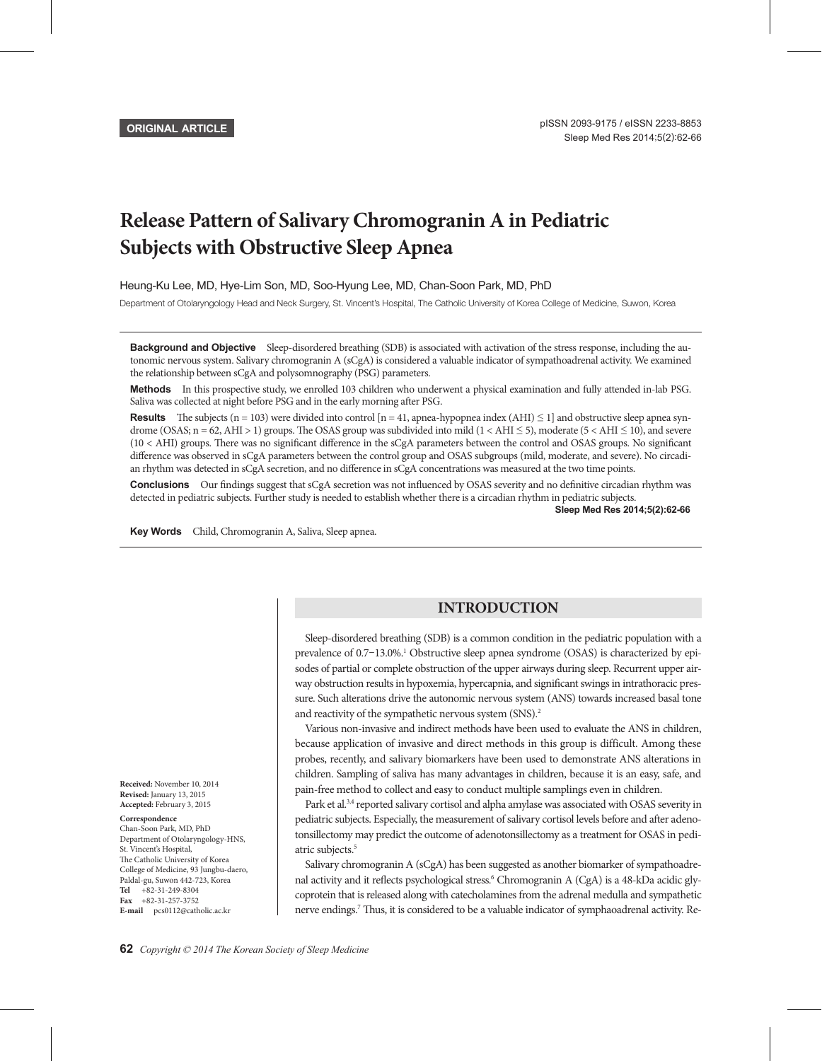**ORIGINAL ARTICLE**

# Release Pattern of Salivary Chromogranin A in Pediatric Subjects with Obstructive Sleep Apnea

Heung-Ku Lee, MD, Hye-Lim Son, MD, Soo-Hyung Lee, MD, Chan-Soon Park, MD, PhD

Department of Otolaryngology Head and Neck Surgery, St. Vincent's Hospital, The Catholic University of Korea College of Medicine, Suwon, Korea

**Background and Objective** Sleep-disordered breathing (SDB) is associated with activation of the stress response, including the autonomic nervous system. Salivary chromogranin A (sCgA) is considered a valuable indicator of sympathoadrenal activity. We examined the relationship between sCgA and polysomnography (PSG) parameters.

**Methods** In this prospective study, we enrolled 103 children who underwent a physical examination and fully attended in-lab PSG. Saliva was collected at night before PSG and in the early morning after PSG.

**Results** The subjects (n = 103) were divided into control [n = 41, apnea-hypopnea index (AHI) $\leq$ 1] and obstructive sleep apnea syndrome (OSAS; n = 62, AHI > 1) groups. The OSAS group was subdivided into mild (1 < AHI $\leq$ 5), moderate (5 < AHI $\leq$ 10), and severe (10 < AHI) groups. There was no significant difference in the sCgA parameters between the control and OSAS groups. No significant difference was observed in sCgA parameters between the control group and OSAS subgroups (mild, moderate, and severe). No circadian rhythm was detected in sCgA secretion, and no difference in sCgA concentrations was measured at the two time points.

**Conclusions** Our findings suggest that sCgA secretion was not influenced by OSAS severity and no definitive circadian rhythm was detected in pediatric subjects. Further study is needed to establish whether there is a circadian rhythm in pediatric subjects.

**Sleep Med Res 2014;5(2):62-66**

**Key Words** Child, Chromogranin A, Saliva, Sleep apnea.

**Received:** November 10, 2014
**Revised:** January 13, 2015
**Accepted:** February 3, 2015

**Correspondence**
Chan-Soon Park, MD, PhD
Department of Otolaryngology-HNS, St. Vincent's Hospital, The Catholic University of Korea College of Medicine, 93 Jungbu-daero, Paldal-gu, Suwon 442-723, Korea
**Tel** +82-31-249-8304
**Fax** +82-31-257-3752
**E-mail** pcs0112@catholic.ac.kr

## INTRODUCTION

Sleep-disordered breathing (SDB) is a common condition in the pediatric population with a prevalence of 0.7−13.0%.[1] Obstructive sleep apnea syndrome (OSAS) is characterized by episodes of partial or complete obstruction of the upper airways during sleep. Recurrent upper airway obstruction results in hypoxemia, hypercapnia, and significant swings in intrathoracic pressure. Such alterations drive the autonomic nervous system (ANS) towards increased basal tone and reactivity of the sympathetic nervous system (SNS).[2]

Various non-invasive and indirect methods have been used to evaluate the ANS in children, because application of invasive and direct methods in this group is difficult. Among these probes, recently, and salivary biomarkers have been used to demonstrate ANS alterations in children. Sampling of saliva has many advantages in children, because it is an easy, safe, and pain-free method to collect and easy to conduct multiple samplings even in children.

Park et al.[3,4] reported salivary cortisol and alpha amylase was associated with OSAS severity in pediatric subjects. Especially, the measurement of salivary cortisol levels before and after adenotonsillectomy may predict the outcome of adenotonsillectomy as a treatment for OSAS in pediatric subjects.[5]

Salivary chromogranin A (sCgA) has been suggested as another biomarker of sympathoadrenal activity and it reflects psychological stress.[6] Chromogranin A (CgA) is a 48-kDa acidic glycoprotein that is released along with catecholamines from the adrenal medulla and sympathetic nerve endings.[7] Thus, it is considered to be a valuable indicator of symphaoadrenal activity. Re-

Copyright © 2014 The Korean Society of Sleep Medicine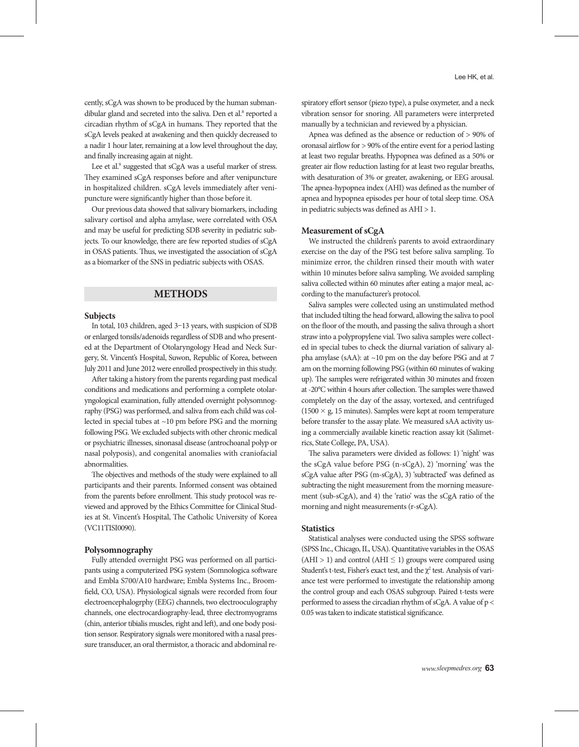cently, sCgA was shown to be produced by the human submandibular gland and secreted into the saliva. Den et al.[8] reported a circadian rhythm of sCgA in humans. They reported that the sCgA levels peaked at awakening and then quickly decreased to a nadir 1 hour later, remaining at a low level throughout the day, and finally increasing again at night.

Lee et al.[9] suggested that sCgA was a useful marker of stress. They examined sCgA responses before and after venipuncture in hospitalized children. sCgA levels immediately after venipuncture were significantly higher than those before it.

Our previous data showed that salivary biomarkers, including salivary cortisol and alpha amylase, were correlated with OSA and may be useful for predicting SDB severity in pediatric subjects. To our knowledge, there are few reported studies of sCgA in OSAS patients. Thus, we investigated the association of sCgA as a biomarker of the SNS in pediatric subjects with OSAS.

## METHODS

### Subjects

In total, 103 children, aged 3–13 years, with suspicion of SDB or enlarged tonsils/adenoids regardless of SDB and who presented at the Department of Otolaryngology Head and Neck Surgery, St. Vincent's Hospital, Suwon, Republic of Korea, between July 2011 and June 2012 were enrolled prospectively in this study.

After taking a history from the parents regarding past medical conditions and medications and performing a complete otolaryngological examination, fully attended overnight polysomnography (PSG) was performed, and saliva from each child was collected in special tubes at ~10 pm before PSG and the morning following PSG. We excluded subjects with other chronic medical or psychiatric illnesses, sinonasal disease (antrochoanal polyp or nasal polyposis), and congenital anomalies with craniofacial abnormalities.

The objectives and methods of the study were explained to all participants and their parents. Informed consent was obtained from the parents before enrollment. This study protocol was reviewed and approved by the Ethics Committee for Clinical Studies at St. Vincent's Hospital, The Catholic University of Korea (VC11TISI0090).

### Polysomnography

Fully attended overnight PSG was performed on all participants using a computerized PSG system (Somnologica software and Embla S700/A10 hardware; Embla Systems Inc., Broomfield, CO, USA). Physiological signals were recorded from four electroencephalogrphy (EEG) channels, two electrooculography channels, one electrocardiography-lead, three electromyograms (chin, anterior tibialis muscles, right and left), and one body position sensor. Respiratory signals were monitored with a nasal pressure transducer, an oral thermistor, a thoracic and abdominal respiratory effort sensor (piezo type), a pulse oxymeter, and a neck vibration sensor for snoring. All parameters were interpreted manually by a technician and reviewed by a physician.

Apnea was defined as the absence or reduction of > 90% of oronasal airflow for > 90% of the entire event for a period lasting at least two regular breaths. Hypopnea was defined as a 50% or greater air flow reduction lasting for at least two regular breaths, with desaturation of 3% or greater, awakening, or EEG arousal. The apnea-hypopnea index (AHI) was defined as the number of apnea and hypopnea episodes per hour of total sleep time. OSA in pediatric subjects was defined as AHI > 1.

### Measurement of sCgA

We instructed the children's parents to avoid extraordinary exercise on the day of the PSG test before saliva sampling. To minimize error, the children rinsed their mouth with water within 10 minutes before saliva sampling. We avoided sampling saliva collected within 60 minutes after eating a major meal, according to the manufacturer's protocol.

Saliva samples were collected using an unstimulated method that included tilting the head forward, allowing the saliva to pool on the floor of the mouth, and passing the saliva through a short straw into a polypropylene vial. Two saliva samples were collected in special tubes to check the diurnal variation of salivary alpha amylase (sAA): at ~10 pm on the day before PSG and at 7 am on the morning following PSG (within 60 minutes of waking up). The samples were refrigerated within 30 minutes and frozen at -20°C within 4 hours after collection. The samples were thawed completely on the day of the assay, vortexed, and centrifuged ($1500 \times g$, 15 minutes). Samples were kept at room temperature before transfer to the assay plate. We measured sAA activity using a commercially available kinetic reaction assay kit (Salimetrics, State College, PA, USA).

The saliva parameters were divided as follows: 1) 'night' was the sCgA value before PSG (n-sCgA), 2) 'morning' was the sCgA value after PSG (m-sCgA), 3) 'subtracted' was defined as subtracting the night measurement from the morning measurement (sub-sCgA), and 4) the 'ratio' was the sCgA ratio of the morning and night measurements (r-sCgA).

### Statistics

Statistical analyses were conducted using the SPSS software (SPSS Inc., Chicago, IL, USA). Quantitative variables in the OSAS (AHI > 1) and control (AHI ≤ 1) groups were compared using Student's t-test, Fisher's exact test, and the $\chi^2$ test. Analysis of variance test were performed to investigate the relationship among the control group and each OSAS subgroup. Paired t-tests were performed to assess the circadian rhythm of sCgA. A value of $p < 0.05$ was taken to indicate statistical significance.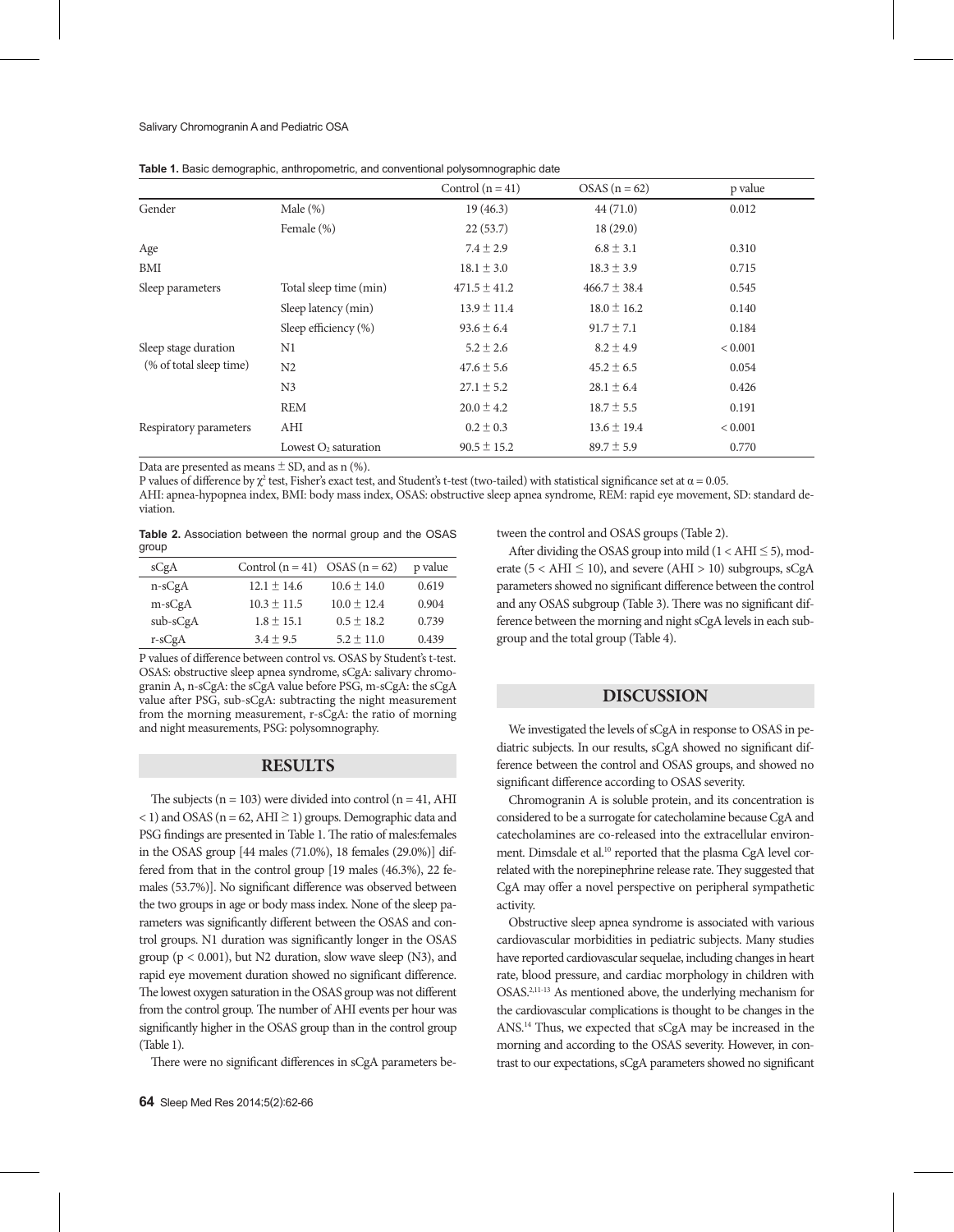**Table 1.** Basic demographic, anthropometric, and conventional polysomnographic date

| | | Control (n = 41) | OSAS (n = 62) | p value |
|---|---|---|---|---|
| Gender | Male (%) | 19 (46.3) | 44 (71.0) | 0.012 |
| | Female (%) | 22 (53.7) | 18 (29.0) | |
| Age | | 7.4 ± 2.9 | 6.8 ± 3.1 | 0.310 |
| BMI | | 18.1 ± 3.0 | 18.3 ± 3.9 | 0.715 |
| Sleep parameters | Total sleep time (min) | 471.5 ± 41.2 | 466.7 ± 38.4 | 0.545 |
| | Sleep latency (min) | 13.9 ± 11.4 | 18.0 ± 16.2 | 0.140 |
| | Sleep efficiency (%) | 93.6 ± 6.4 | 91.7 ± 7.1 | 0.184 |
| Sleep stage duration (% of total sleep time) | N1 | 5.2 ± 2.6 | 8.2 ± 4.9 | < 0.001 |
| | N2 | 47.6 ± 5.6 | 45.2 ± 6.5 | 0.054 |
| | N3 | 27.1 ± 5.2 | 28.1 ± 6.4 | 0.426 |
| | REM | 20.0 ± 4.2 | 18.7 ± 5.5 | 0.191 |
| Respiratory parameters | AHI | 0.2 ± 0.3 | 13.6 ± 19.4 | < 0.001 |
| | Lowest $O_2$ saturation | 90.5 ± 15.2 | 89.7 ± 5.9 | 0.770 |

Data are presented as means ± SD, and as n (%).
P values of difference by $\chi^2$ test, Fisher's exact test, and Student's t-test (two-tailed) with statistical significance set at $\alpha = 0.05$.
AHI: apnea-hypopnea index, BMI: body mass index, OSAS: obstructive sleep apnea syndrome, REM: rapid eye movement, SD: standard deviation.

**Table 2.** Association between the normal group and the OSAS group

| sCgA | Control (n = 41) | OSAS (n = 62) | p value |
|---|---|---|---|
| n-sCgA | 12.1 ± 14.6 | 10.6 ± 14.0 | 0.619 |
| m-sCgA | 10.3 ± 11.5 | 10.0 ± 12.4 | 0.904 |
| sub-sCgA | 1.8 ± 15.1 | 0.5 ± 18.2 | 0.739 |
| r-sCgA | 3.4 ± 9.5 | 5.2 ± 11.0 | 0.439 |

P values of difference between control vs. OSAS by Student's t-test. OSAS: obstructive sleep apnea syndrome, sCgA: salivary chromogranin A, n-sCgA: the sCgA value before PSG, m-sCgA: the sCgA value after PSG, sub-sCgA: subtracting the night measurement from the morning measurement, r-sCgA: the ratio of morning and night measurements, PSG: polysomnography.

## RESULTS

The subjects (n = 103) were divided into control (n = 41, AHI < 1) and OSAS (n = 62, AHI ≥ 1) groups. Demographic data and PSG findings are presented in Table 1. The ratio of males:females in the OSAS group [44 males (71.0%), 18 females (29.0%)] differed from that in the control group [19 males (46.3%), 22 females (53.7%)]. No significant difference was observed between the two groups in age or body mass index. None of the sleep parameters was significantly different between the OSAS and control groups. N1 duration was significantly longer in the OSAS group ($p < 0.001$), but N2 duration, slow wave sleep (N3), and rapid eye movement duration showed no significant difference. The lowest oxygen saturation in the OSAS group was not different from the control group. The number of AHI events per hour was significantly higher in the OSAS group than in the control group (Table 1).

There were no significant differences in sCgA parameters between the control and OSAS groups (Table 2).

After dividing the OSAS group into mild (1 < AHI ≤ 5), moderate (5 < AHI ≤ 10), and severe (AHI > 10) subgroups, sCgA parameters showed no significant difference between the control and any OSAS subgroup (Table 3). There was no significant difference between the morning and night sCgA levels in each subgroup and the total group (Table 4).

## DISCUSSION

We investigated the levels of sCgA in response to OSAS in pediatric subjects. In our results, sCgA showed no significant difference between the control and OSAS groups, and showed no significant difference according to OSAS severity.

Chromogranin A is soluble protein, and its concentration is considered to be a surrogate for catecholamine because CgA and catecholamines are co-released into the extracellular environment. Dimsdale et al.[10] reported that the plasma CgA level correlated with the norepinephrine release rate. They suggested that CgA may offer a novel perspective on peripheral sympathetic activity.

Obstructive sleep apnea syndrome is associated with various cardiovascular morbidities in pediatric subjects. Many studies have reported cardiovascular sequelae, including changes in heart rate, blood pressure, and cardiac morphology in children with OSAS.[2,11-13] As mentioned above, the underlying mechanism for the cardiovascular complications is thought to be changes in the ANS.[14] Thus, we expected that sCgA may be increased in the morning and according to the OSAS severity. However, in contrast to our expectations, sCgA parameters showed no significant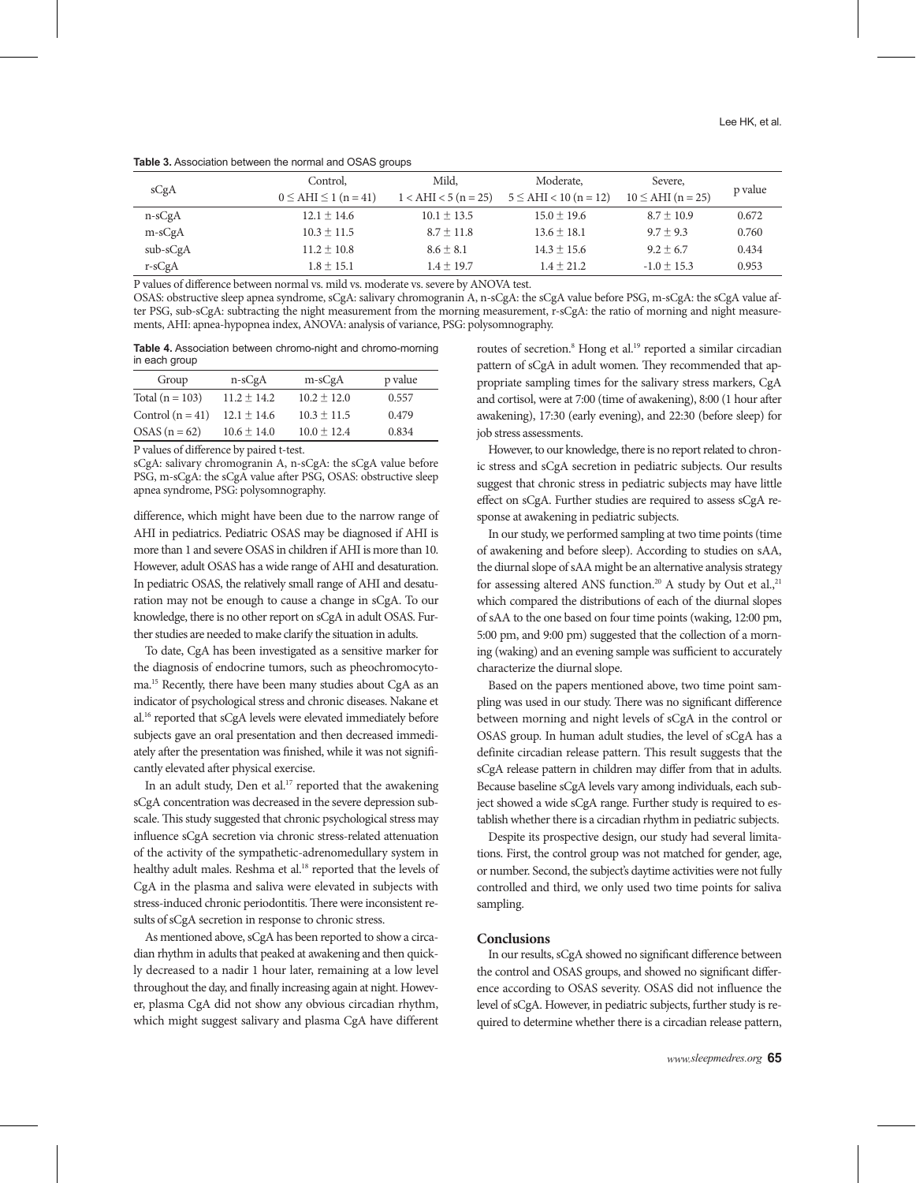**Table 3.** Association between the normal and OSAS groups

| sCgA | Control, $0 \leq$ AHI $\leq 1$ (n = 41) | Mild, $1 <$ AHI $< 5$ (n = 25) | Moderate, $5 \leq$ AHI $< 10$ (n = 12) | Severe, $10 \leq$ AHI (n = 25) | p value |
|---|---|---|---|---|---|
| n-sCgA | 12.1 ± 14.6 | 10.1 ± 13.5 | 15.0 ± 19.6 | 8.7 ± 10.9 | 0.672 |
| m-sCgA | 10.3 ± 11.5 | 8.7 ± 11.8 | 13.6 ± 18.1 | 9.7 ± 9.3 | 0.760 |
| sub-sCgA | 11.2 ± 10.8 | 8.6 ± 8.1 | 14.3 ± 15.6 | 9.2 ± 6.7 | 0.434 |
| r-sCgA | 1.8 ± 15.1 | 1.4 ± 19.7 | 1.4 ± 21.2 | -1.0 ± 15.3 | 0.953 |

P values of difference between normal vs. mild vs. moderate vs. severe by ANOVA test.
OSAS: obstructive sleep apnea syndrome, sCgA: salivary chromogranin A, n-sCgA: the sCgA value before PSG, m-sCgA: the sCgA value after PSG, sub-sCgA: subtracting the night measurement from the morning measurement, r-sCgA: the ratio of morning and night measurements, AHI: apnea-hypopnea index, ANOVA: analysis of variance, PSG: polysomnography.

**Table 4.** Association between chromo-night and chromo-morning in each group

| Group | n-sCgA | m-sCgA | p value |
|---|---|---|---|
| Total (n = 103) | 11.2 ± 14.2 | 10.2 ± 12.0 | 0.557 |
| Control (n = 41) | 12.1 ± 14.6 | 10.3 ± 11.5 | 0.479 |
| OSAS (n = 62) | 10.6 ± 14.0 | 10.0 ± 12.4 | 0.834 |

P values of difference by paired t-test.
sCgA: salivary chromogranin A, n-sCgA: the sCgA value before PSG, m-sCgA: the sCgA value after PSG, OSAS: obstructive sleep apnea syndrome, PSG: polysomnography.

difference, which might have been due to the narrow range of AHI in pediatrics. Pediatric OSAS may be diagnosed if AHI is more than 1 and severe OSAS in children if AHI is more than 10. However, adult OSAS has a wide range of AHI and desaturation. In pediatric OSAS, the relatively small range of AHI and desaturation may not be enough to cause a change in sCgA. To our knowledge, there is no other report on sCgA in adult OSAS. Further studies are needed to make clarify the situation in adults.

To date, CgA has been investigated as a sensitive marker for the diagnosis of endocrine tumors, such as pheochromocytoma.[15] Recently, there have been many studies about CgA as an indicator of psychological stress and chronic diseases. Nakane et al.[16] reported that sCgA levels were elevated immediately before subjects gave an oral presentation and then decreased immediately after the presentation was finished, while it was not significantly elevated after physical exercise.

In an adult study, Den et al.[17] reported that the awakening sCgA concentration was decreased in the severe depression subscale. This study suggested that chronic psychological stress may influence sCgA secretion via chronic stress-related attenuation of the activity of the sympathetic-adrenomedullary system in healthy adult males. Reshma et al.[18] reported that the levels of CgA in the plasma and saliva were elevated in subjects with stress-induced chronic periodontitis. There were inconsistent results of sCgA secretion in response to chronic stress.

As mentioned above, sCgA has been reported to show a circadian rhythm in adults that peaked at awakening and then quickly decreased to a nadir 1 hour later, remaining at a low level throughout the day, and finally increasing again at night. However, plasma CgA did not show any obvious circadian rhythm, which might suggest salivary and plasma CgA have different routes of secretion.[8] Hong et al.[19] reported a similar circadian pattern of sCgA in adult women. They recommended that appropriate sampling times for the salivary stress markers, CgA and cortisol, were at 7:00 (time of awakening), 8:00 (1 hour after awakening), 17:30 (early evening), and 22:30 (before sleep) for job stress assessments.

However, to our knowledge, there is no report related to chronic stress and sCgA secretion in pediatric subjects. Our results suggest that chronic stress in pediatric subjects may have little effect on sCgA. Further studies are required to assess sCgA response at awakening in pediatric subjects.

In our study, we performed sampling at two time points (time of awakening and before sleep). According to studies on sAA, the diurnal slope of sAA might be an alternative analysis strategy for assessing altered ANS function.[20] A study by Out et al.,[21] which compared the distributions of each of the diurnal slopes of sAA to the one based on four time points (waking, 12:00 pm, 5:00 pm, and 9:00 pm) suggested that the collection of a morning (waking) and an evening sample was sufficient to accurately characterize the diurnal slope.

Based on the papers mentioned above, two time point sampling was used in our study. There was no significant difference between morning and night levels of sCgA in the control or OSAS group. In human adult studies, the level of sCgA has a definite circadian release pattern. This result suggests that the sCgA release pattern in children may differ from that in adults. Because baseline sCgA levels vary among individuals, each subject showed a wide sCgA range. Further study is required to establish whether there is a circadian rhythm in pediatric subjects.

Despite its prospective design, our study had several limitations. First, the control group was not matched for gender, age, or number. Second, the subject's daytime activities were not fully controlled and third, we only used two time points for saliva sampling.

## Conclusions

In our results, sCgA showed no significant difference between the control and OSAS groups, and showed no significant difference according to OSAS severity. OSAS did not influence the level of sCgA. However, in pediatric subjects, further study is required to determine whether there is a circadian release pattern,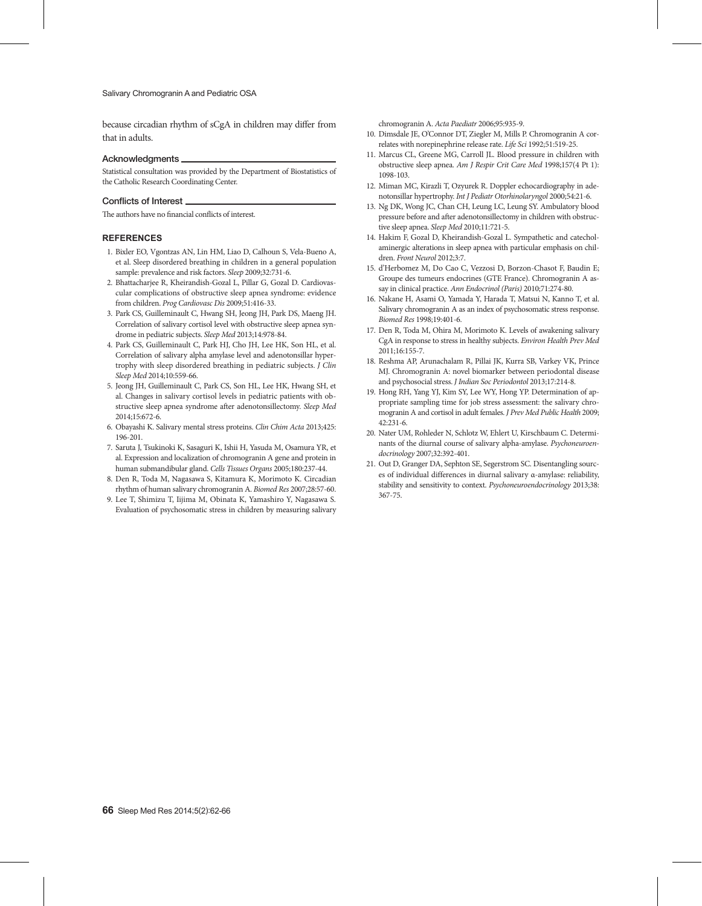because circadian rhythm of sCgA in children may differ from that in adults.

## Acknowledgments

Statistical consultation was provided by the Department of Biostatistics of the Catholic Research Coordinating Center.

## Conflicts of Interest

The authors have no financial conflicts of interest.

## REFERENCES

1. Bixler EO, Vgontzas AN, Lin HM, Liao D, Calhoun S, Vela-Bueno A, et al. Sleep disordered breathing in children in a general population sample: prevalence and risk factors. *Sleep* 2009;32:731-6.
2. Bhattacharjee R, Kheirandish-Gozal L, Pillar G, Gozal D. Cardiovascular complications of obstructive sleep apnea syndrome: evidence from children. *Prog Cardiovasc Dis* 2009;51:416-33.
3. Park CS, Guilleminault C, Hwang SH, Jeong JH, Park DS, Maeng JH. Correlation of salivary cortisol level with obstructive sleep apnea syndrome in pediatric subjects. *Sleep Med* 2013;14:978-84.
4. Park CS, Guilleminault C, Park HJ, Cho JH, Lee HK, Son HL, et al. Correlation of salivary alpha amylase level and adenotonsillar hypertrophy with sleep disordered breathing in pediatric subjects. *J Clin Sleep Med* 2014;10:559-66.
5. Jeong JH, Guilleminault C, Park CS, Son HL, Lee HK, Hwang SH, et al. Changes in salivary cortisol levels in pediatric patients with obstructive sleep apnea syndrome after adenotonsillectomy. *Sleep Med* 2014;15:672-6.
6. Obayashi K. Salivary mental stress proteins. *Clin Chim Acta* 2013;425:196-201.
7. Saruta J, Tsukinoki K, Sasaguri K, Ishii H, Yasuda M, Osamura YR, et al. Expression and localization of chromogranin A gene and protein in human submandibular gland. *Cells Tissues Organs* 2005;180:237-44.
8. Den R, Toda M, Nagasawa S, Kitamura K, Morimoto K. Circadian rhythm of human salivary chromogranin A. *Biomed Res* 2007;28:57-60.
9. Lee T, Shimizu T, Iijima M, Obinata K, Yamashiro Y, Nagasawa S. Evaluation of psychosomatic stress in children by measuring salivary chromogranin A. *Acta Paediatr* 2006;95:935-9.
10. Dimsdale JE, O'Connor DT, Ziegler M, Mills P. Chromogranin A correlates with norepinephrine release rate. *Life Sci* 1992;51:519-25.
11. Marcus CL, Greene MG, Carroll JL. Blood pressure in children with obstructive sleep apnea. *Am J Respir Crit Care Med* 1998;157(4 Pt 1):1098-103.
12. Miman MC, Kirazli T, Ozyurek R. Doppler echocardiography in adenotonsillar hypertrophy. *Int J Pediatr Otorhinolaryngol* 2000;54:21-6.
13. Ng DK, Wong JC, Chan CH, Leung LC, Leung SY. Ambulatory blood pressure before and after adenotonsillectomy in children with obstructive sleep apnea. *Sleep Med* 2010;11:721-5.
14. Hakim F, Gozal D, Kheirandish-Gozal L. Sympathetic and catecholaminergic alterations in sleep apnea with particular emphasis on children. *Front Neurol* 2012;3:7.
15. d'Herbomez M, Do Cao C, Vezzosi D, Borzon-Chasot F, Baudin E; Groupe des tumeurs endocrines (GTE France). Chromogranin A assay in clinical practice. *Ann Endocrinol (Paris)* 2010;71:274-80.
16. Nakane H, Asami O, Yamada Y, Harada T, Matsui N, Kanno T, et al. Salivary chromogranin A as an index of psychosomatic stress response. *Biomed Res* 1998;19:401-6.
17. Den R, Toda M, Ohira M, Morimoto K. Levels of awakening salivary CgA in response to stress in healthy subjects. *Environ Health Prev Med* 2011;16:155-7.
18. Reshma AP, Arunachalam R, Pillai JK, Kurra SB, Varkey VK, Prince MJ. Chromogranin A: novel biomarker between periodontal disease and psychosocial stress. *J Indian Soc Periodontol* 2013;17:214-8.
19. Hong RH, Yang YJ, Kim SY, Lee WY, Hong YP. Determination of appropriate sampling time for job stress assessment: the salivary chromogranin A and cortisol in adult females. *J Prev Med Public Health* 2009;42:231-6.
20. Nater UM, Rohleder N, Schlotz W, Ehlert U, Kirschbaum C. Determinants of the diurnal course of salivary alpha-amylase. *Psychoneuroendocrinology* 2007;32:392-401.
21. Out D, Granger DA, Sephton SE, Segerstrom SC. Disentangling sources of individual differences in diurnal salivary α-amylase: reliability, stability and sensitivity to context. *Psychoneuroendocrinology* 2013;38:367-75.